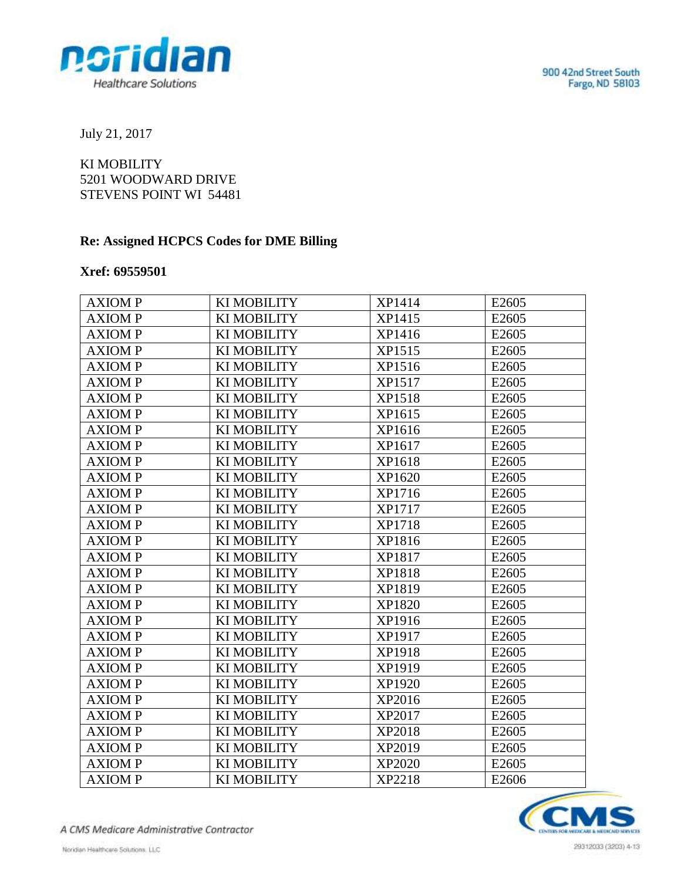900 42nd Street South
Fargo, ND 58103

July 21, 2017

KI MOBILITY
5201 WOODWARD DRIVE
STEVENS POINT WI 54481

**Re: Assigned HCPCS Codes for DME Billing**

**Xref: 69559501**

| | | | |
|---|---|---|---|
| AXIOM P | KI MOBILITY | XP1414 | E2605 |
| AXIOM P | KI MOBILITY | XP1415 | E2605 |
| AXIOM P | KI MOBILITY | XP1416 | E2605 |
| AXIOM P | KI MOBILITY | XP1515 | E2605 |
| AXIOM P | KI MOBILITY | XP1516 | E2605 |
| AXIOM P | KI MOBILITY | XP1517 | E2605 |
| AXIOM P | KI MOBILITY | XP1518 | E2605 |
| AXIOM P | KI MOBILITY | XP1615 | E2605 |
| AXIOM P | KI MOBILITY | XP1616 | E2605 |
| AXIOM P | KI MOBILITY | XP1617 | E2605 |
| AXIOM P | KI MOBILITY | XP1618 | E2605 |
| AXIOM P | KI MOBILITY | XP1620 | E2605 |
| AXIOM P | KI MOBILITY | XP1716 | E2605 |
| AXIOM P | KI MOBILITY | XP1717 | E2605 |
| AXIOM P | KI MOBILITY | XP1718 | E2605 |
| AXIOM P | KI MOBILITY | XP1816 | E2605 |
| AXIOM P | KI MOBILITY | XP1817 | E2605 |
| AXIOM P | KI MOBILITY | XP1818 | E2605 |
| AXIOM P | KI MOBILITY | XP1819 | E2605 |
| AXIOM P | KI MOBILITY | XP1820 | E2605 |
| AXIOM P | KI MOBILITY | XP1916 | E2605 |
| AXIOM P | KI MOBILITY | XP1917 | E2605 |
| AXIOM P | KI MOBILITY | XP1918 | E2605 |
| AXIOM P | KI MOBILITY | XP1919 | E2605 |
| AXIOM P | KI MOBILITY | XP1920 | E2605 |
| AXIOM P | KI MOBILITY | XP2016 | E2605 |
| AXIOM P | KI MOBILITY | XP2017 | E2605 |
| AXIOM P | KI MOBILITY | XP2018 | E2605 |
| AXIOM P | KI MOBILITY | XP2019 | E2605 |
| AXIOM P | KI MOBILITY | XP2020 | E2605 |
| AXIOM P | KI MOBILITY | XP2218 | E2606 |

*A CMS Medicare Administrative Contractor*

Noridian Healthcare Solutions, LLC

29312033 (3203) 4-13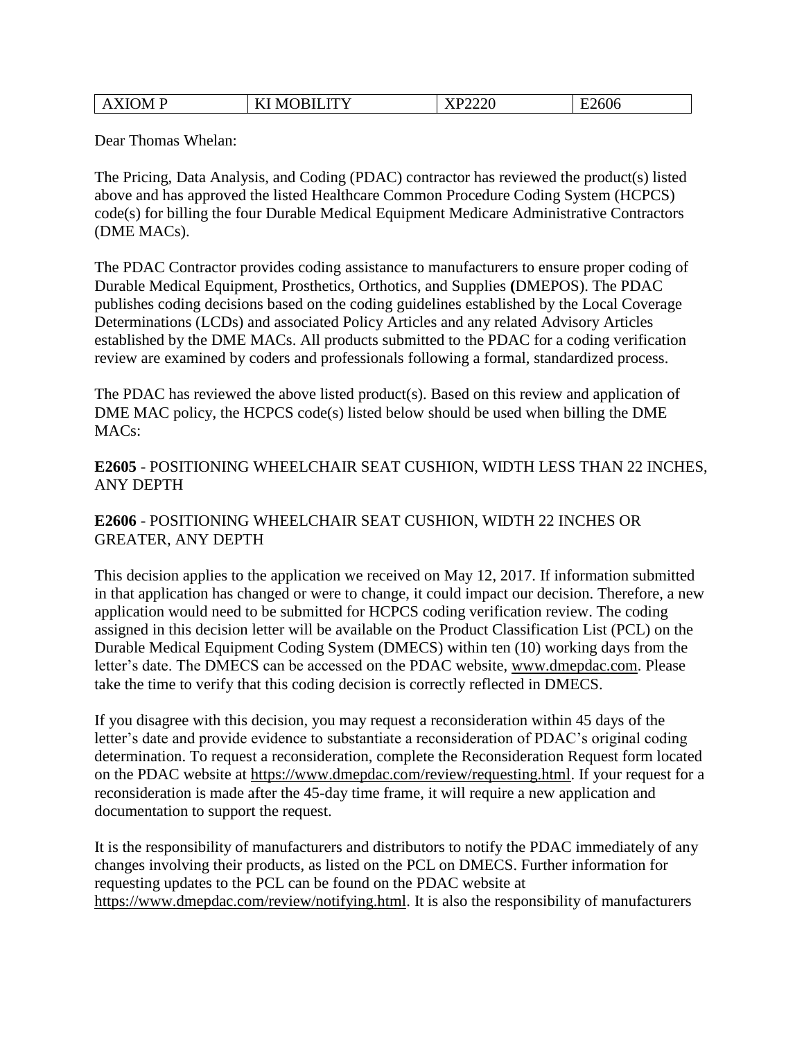| | | | |
|---|---|---|---|
| AXIOM P | KI MOBILITY | XP2220 | E2606 |

Dear Thomas Whelan:

The Pricing, Data Analysis, and Coding (PDAC) contractor has reviewed the product(s) listed above and has approved the listed Healthcare Common Procedure Coding System (HCPCS) code(s) for billing the four Durable Medical Equipment Medicare Administrative Contractors (DME MACs).

The PDAC Contractor provides coding assistance to manufacturers to ensure proper coding of Durable Medical Equipment, Prosthetics, Orthotics, and Supplies **(**DMEPOS). The PDAC publishes coding decisions based on the coding guidelines established by the Local Coverage Determinations (LCDs) and associated Policy Articles and any related Advisory Articles established by the DME MACs. All products submitted to the PDAC for a coding verification review are examined by coders and professionals following a formal, standardized process.

The PDAC has reviewed the above listed product(s). Based on this review and application of DME MAC policy, the HCPCS code(s) listed below should be used when billing the DME MACs:

**E2605** - POSITIONING WHEELCHAIR SEAT CUSHION, WIDTH LESS THAN 22 INCHES, ANY DEPTH

**E2606** - POSITIONING WHEELCHAIR SEAT CUSHION, WIDTH 22 INCHES OR GREATER, ANY DEPTH

This decision applies to the application we received on May 12, 2017. If information submitted in that application has changed or were to change, it could impact our decision. Therefore, a new application would need to be submitted for HCPCS coding verification review. The coding assigned in this decision letter will be available on the Product Classification List (PCL) on the Durable Medical Equipment Coding System (DMECS) within ten (10) working days from the letter's date. The DMECS can be accessed on the PDAC website, www.dmepdac.com. Please take the time to verify that this coding decision is correctly reflected in DMECS.

If you disagree with this decision, you may request a reconsideration within 45 days of the letter's date and provide evidence to substantiate a reconsideration of PDAC's original coding determination. To request a reconsideration, complete the Reconsideration Request form located on the PDAC website at https://www.dmepdac.com/review/requesting.html. If your request for a reconsideration is made after the 45-day time frame, it will require a new application and documentation to support the request.

It is the responsibility of manufacturers and distributors to notify the PDAC immediately of any changes involving their products, as listed on the PCL on DMECS. Further information for requesting updates to the PCL can be found on the PDAC website at https://www.dmepdac.com/review/notifying.html. It is also the responsibility of manufacturers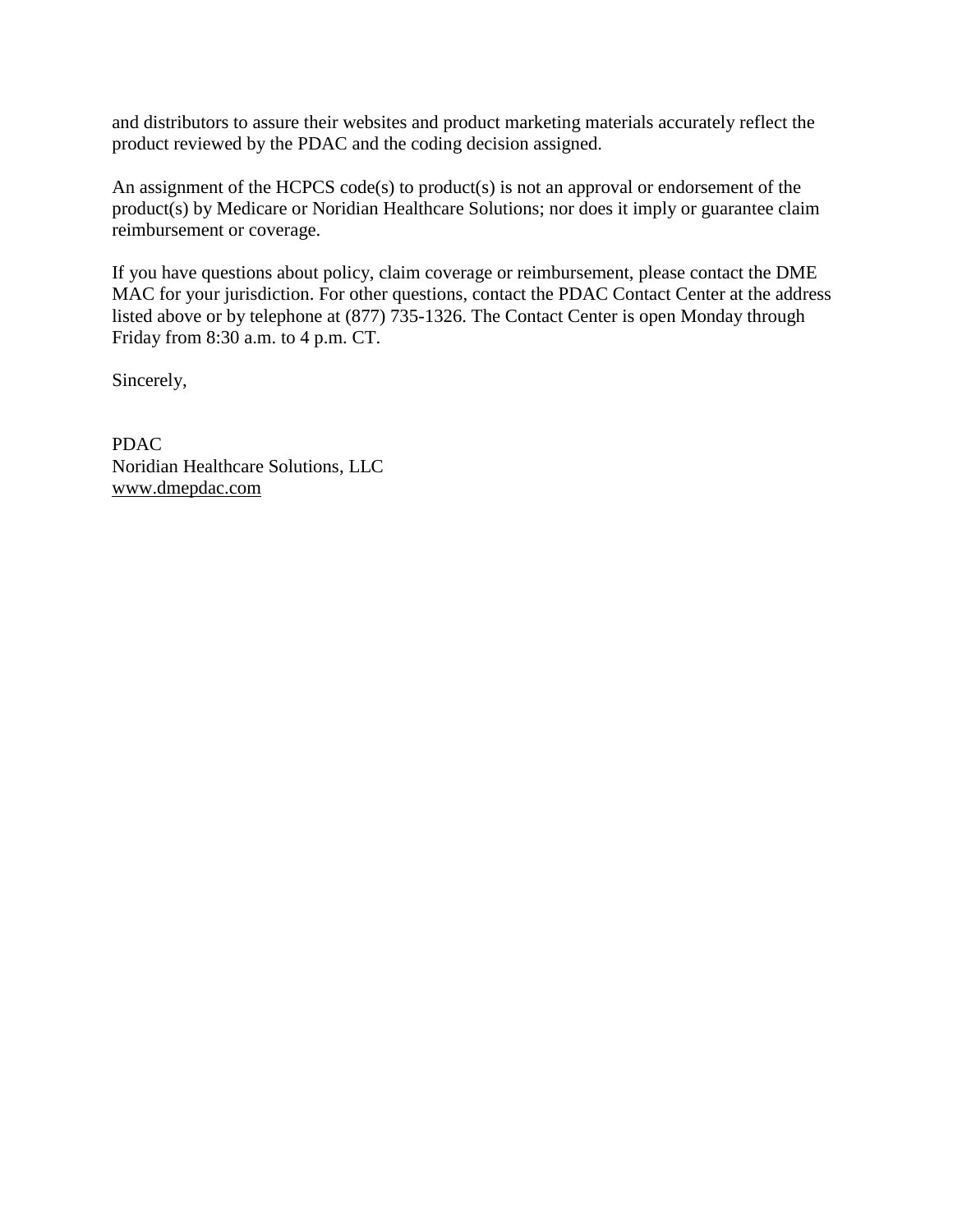and distributors to assure their websites and product marketing materials accurately reflect the product reviewed by the PDAC and the coding decision assigned.

An assignment of the HCPCS code(s) to product(s) is not an approval or endorsement of the product(s) by Medicare or Noridian Healthcare Solutions; nor does it imply or guarantee claim reimbursement or coverage.

If you have questions about policy, claim coverage or reimbursement, please contact the DME MAC for your jurisdiction. For other questions, contact the PDAC Contact Center at the address listed above or by telephone at (877) 735-1326. The Contact Center is open Monday through Friday from 8:30 a.m. to 4 p.m. CT.

Sincerely,

PDAC
Noridian Healthcare Solutions, LLC
www.dmepdac.com